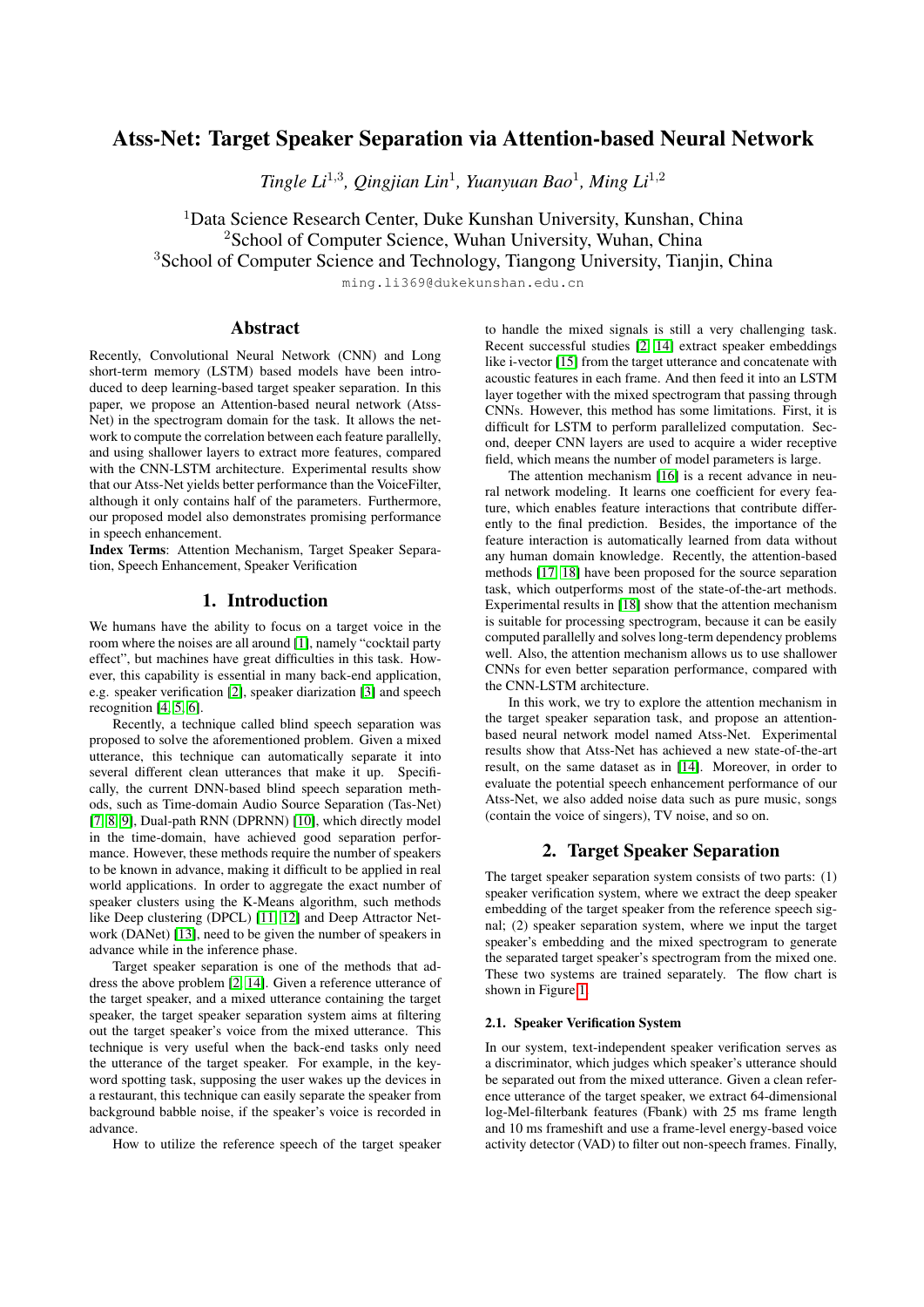# Atss-Net: Target Speaker Separation via Attention-based Neural Network

*Tingle Li*[1,3]*, Qingjian Lin*[1]*, Yuanyuan Bao*[1]*, Ming Li*[1,2]

[1]Data Science Research Center, Duke Kunshan University, Kunshan, China
[2]School of Computer Science, Wuhan University, Wuhan, China
[3]School of Computer Science and Technology, Tiangong University, Tianjin, China

ming.li369@dukekunshan.edu.cn

## Abstract

Recently, Convolutional Neural Network (CNN) and Long short-term memory (LSTM) based models have been introduced to deep learning-based target speaker separation. In this paper, we propose an Attention-based neural network (Atss-Net) in the spectrogram domain for the task. It allows the network to compute the correlation between each feature parallelly, and using shallower layers to extract more features, compared with the CNN-LSTM architecture. Experimental results show that our Atss-Net yields better performance than the VoiceFilter, although it only contains half of the parameters. Furthermore, our proposed model also demonstrates promising performance in speech enhancement.

**Index Terms**: Attention Mechanism, Target Speaker Separation, Speech Enhancement, Speaker Verification

## 1. Introduction

We humans have the ability to focus on a target voice in the room where the noises are all around [1], namely "cocktail party effect", but machines have great difficulties in this task. However, this capability is essential in many back-end application, e.g. speaker verification [2], speaker diarization [3] and speech recognition [4, 5, 6].

Recently, a technique called blind speech separation was proposed to solve the aforementioned problem. Given a mixed utterance, this technique can automatically separate it into several different clean utterances that make it up. Specifically, the current DNN-based blind speech separation methods, such as Time-domain Audio Source Separation (Tas-Net) [7, 8, 9], Dual-path RNN (DPRNN) [10], which directly model in the time-domain, have achieved good separation performance. However, these methods require the number of speakers to be known in advance, making it difficult to be applied in real world applications. In order to aggregate the exact number of speaker clusters using the K-Means algorithm, such methods like Deep clustering (DPCL) [11, 12] and Deep Attractor Network (DANet) [13], need to be given the number of speakers in advance while in the inference phase.

Target speaker separation is one of the methods that address the above problem [2, 14]. Given a reference utterance of the target speaker, and a mixed utterance containing the target speaker, the target speaker separation system aims at filtering out the target speaker's voice from the mixed utterance. This technique is very useful when the back-end tasks only need the utterance of the target speaker. For example, in the keyword spotting task, supposing the user wakes up the devices in a restaurant, this technique can easily separate the speaker from background babble noise, if the speaker's voice is recorded in advance.

How to utilize the reference speech of the target speaker to handle the mixed signals is still a very challenging task. Recent successful studies [2, 14] extract speaker embeddings like i-vector [15] from the target utterance and concatenate with acoustic features in each frame. And then feed it into an LSTM layer together with the mixed spectrogram that passing through CNNs. However, this method has some limitations. First, it is difficult for LSTM to perform parallelized computation. Second, deeper CNN layers are used to acquire a wider receptive field, which means the number of model parameters is large.

The attention mechanism [16] is a recent advance in neural network modeling. It learns one coefficient for every feature, which enables feature interactions that contribute differently to the final prediction. Besides, the importance of the feature interaction is automatically learned from data without any human domain knowledge. Recently, the attention-based methods [17, 18] have been proposed for the source separation task, which outperforms most of the state-of-the-art methods. Experimental results in [18] show that the attention mechanism is suitable for processing spectrogram, because it can be easily computed parallelly and solves long-term dependency problems well. Also, the attention mechanism allows us to use shallower CNNs for even better separation performance, compared with the CNN-LSTM architecture.

In this work, we try to explore the attention mechanism in the target speaker separation task, and propose an attention-based neural network model named Atss-Net. Experimental results show that Atss-Net has achieved a new state-of-the-art result, on the same dataset as in [14]. Moreover, in order to evaluate the potential speech enhancement performance of our Atss-Net, we also added noise data such as pure music, songs (contain the voice of singers), TV noise, and so on.

## 2. Target Speaker Separation

The target speaker separation system consists of two parts: (1) speaker verification system, where we extract the deep speaker embedding of the target speaker from the reference speech signal; (2) speaker separation system, where we input the target speaker's embedding and the mixed spectrogram to generate the separated target speaker's spectrogram from the mixed one. These two systems are trained separately. The flow chart is shown in Figure 1.

### 2.1. Speaker Verification System

In our system, text-independent speaker verification serves as a discriminator, which judges which speaker's utterance should be separated out from the mixed utterance. Given a clean reference utterance of the target speaker, we extract 64-dimensional log-Mel-filterbank features (Fbank) with 25 ms frame length and 10 ms frameshift and use a frame-level energy-based voice activity detector (VAD) to filter out non-speech frames. Finally,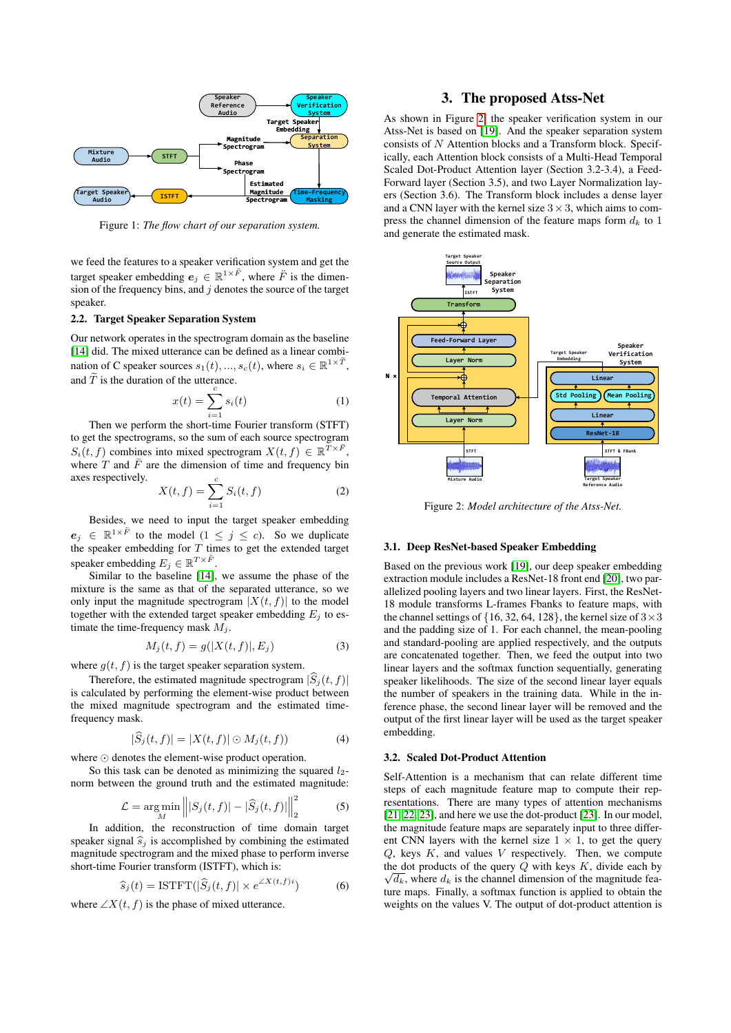Figure 1: *The flow chart of our separation system.*

we feed the features to a speaker verification system and get the target speaker embedding $\boldsymbol{e}_j \in \mathbb{R}^{1\times\ddot{F}}$, where $\ddot{F}$ is the dimension of the frequency bins, and $j$ denotes the source of the target speaker.

### 2.2. Target Speaker Separation System

Our network operates in the spectrogram domain as the baseline [14] did. The mixed utterance can be defined as a linear combination of C speaker sources $s_1(t), ..., s_c(t)$, where $s_i \in \mathbb{R}^{1\times\widetilde{T}}$, and $\widetilde{T}$ is the duration of the utterance.

$$x(t) = \sum_{i=1}^{c} s_i(t) \tag{1}$$

Then we perform the short-time Fourier transform (STFT) to get the spectrograms, so the sum of each source spectrogram $S_i(t, f)$ combines into mixed spectrogram $X(t, f) \in \mathbb{R}^{\bar{T}\times\bar{F}}$, where $\bar{T}$ and $\bar{F}$ are the dimension of time and frequency bin axes respectively.

$$X(t, f) = \sum_{i=1}^{c} S_i(t, f) \tag{2}$$

Besides, we need to input the target speaker embedding $\boldsymbol{e}_j \in \mathbb{R}^{1\times\ddot{F}}$ to the model ($1 \le j \le c$). So we duplicate the speaker embedding for $T$ times to get the extended target speaker embedding $E_j \in \mathbb{R}^{T\times\ddot{F}}$.

Similar to the baseline [14], we assume the phase of the mixture is the same as that of the separated utterance, so we only input the magnitude spectrogram $|X(t, f)|$ to the model together with the extended target speaker embedding $E_j$ to estimate the time-frequency mask $M_j$.

$$M_j(t, f) = g(|X(t, f)|, E_j) \tag{3}$$

where $g(t, f)$ is the target speaker separation system.

Therefore, the estimated magnitude spectrogram $|\widehat{S}_j(t, f)|$ is calculated by performing the element-wise product between the mixed magnitude spectrogram and the estimated time-frequency mask.

$$|\widehat{S}_j(t, f)| = |X(t, f)| \odot M_j(t, f)) \tag{4}$$

where $\odot$ denotes the element-wise product operation.

So this task can be denoted as minimizing the squared $l_2$-norm between the ground truth and the estimated magnitude:

$$\mathcal{L} = \arg\min_{M} \left\| |S_j(t, f)| - |\widehat{S}_j(t, f)| \right\|_2^2 \tag{5}$$

In addition, the reconstruction of time domain target speaker signal $\widehat{s}_j$ is accomplished by combining the estimated magnitude spectrogram and the mixed phase to perform inverse short-time Fourier transform (ISTFT), which is:

$$\widehat{s}_j(t) = \mathrm{ISTFT}(|\widehat{S}_j(t, f)| \times e^{\angle X(t,f)i}) \tag{6}$$

where $\angle X(t, f)$ is the phase of mixed utterance.

## 3. The proposed Atss-Net

As shown in Figure 2, the speaker verification system in our Atss-Net is based on [19]. And the speaker separation system consists of $N$ Attention blocks and a Transform block. Specifically, each Attention block consists of a Multi-Head Temporal Scaled Dot-Product Attention layer (Section 3.2-3.4), a Feed-Forward layer (Section 3.5), and two Layer Normalization layers (Section 3.6). The Transform block includes a dense layer and a CNN layer with the kernel size $3 \times 3$, which aims to compress the channel dimension of the feature maps form $d_k$ to 1 and generate the estimated mask.

Figure 2: *Model architecture of the Atss-Net.*

### 3.1. Deep ResNet-based Speaker Embedding

Based on the previous work [19], our deep speaker embedding extraction module includes a ResNet-18 front end [20], two parallelized pooling layers and two linear layers. First, the ResNet-18 module transforms L-frames Fbanks to feature maps, with the channel settings of $\{16, 32, 64, 128\}$, the kernel size of $3\times3$ and the padding size of 1. For each channel, the mean-pooling and standard-pooling are applied respectively, and the outputs are concatenated together. Then, we feed the output into two linear layers and the softmax function sequentially, generating speaker likelihoods. The size of the second linear layer equals the number of speakers in the training data. While in the inference phase, the second linear layer will be removed and the output of the first linear layer will be used as the target speaker embedding.

### 3.2. Scaled Dot-Product Attention

Self-Attention is a mechanism that can relate different time steps of each magnitude feature map to compute their representations. There are many types of attention mechanisms [21, 22, 23], and here we use the dot-product [23]. In our model, the magnitude feature maps are separately input to three different CNN layers with the kernel size $1 \times 1$, to get the query $Q$, keys $K$, and values $V$ respectively. Then, we compute the dot products of the query $Q$ with keys $K$, divide each by $\sqrt{d_k}$, where $d_k$ is the channel dimension of the magnitude feature maps. Finally, a softmax function is applied to obtain the weights on the values V. The output of dot-product attention is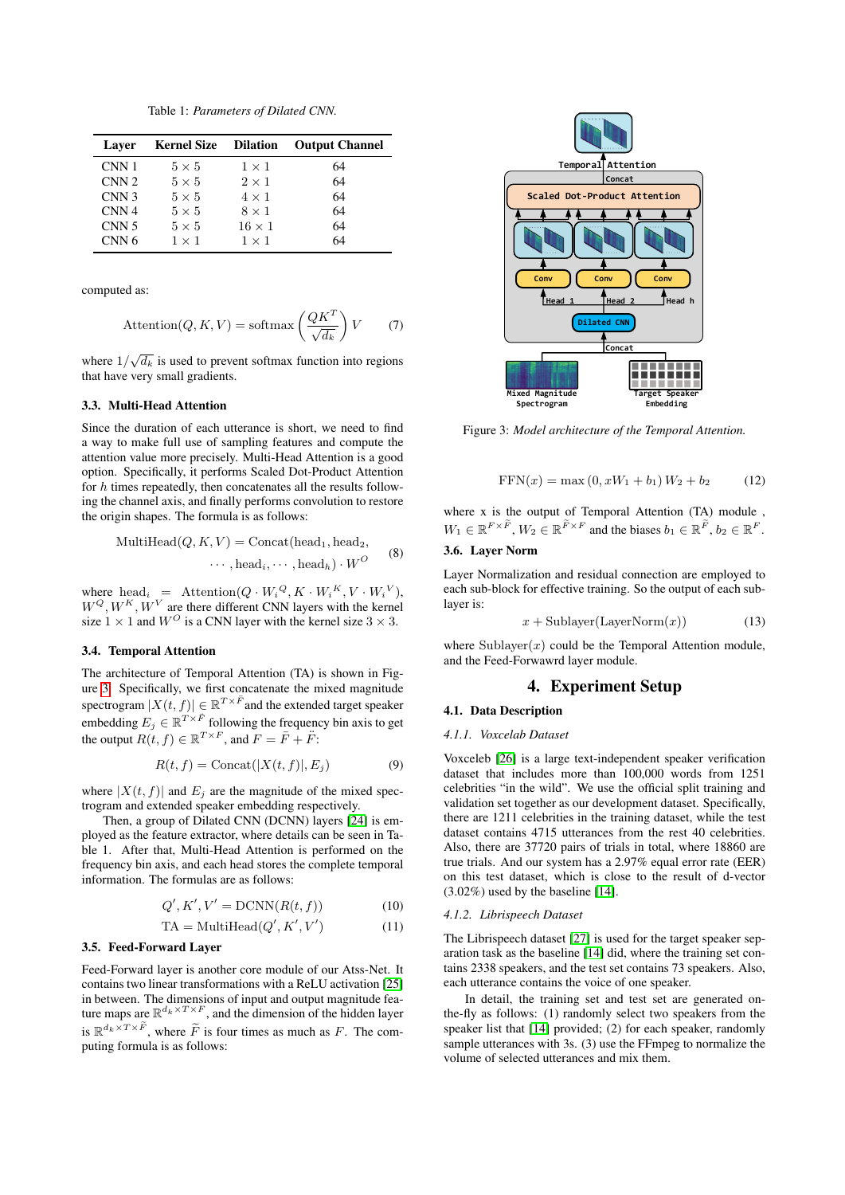Table 1: *Parameters of Dilated CNN.*

| Layer | Kernel Size | Dilation | Output Channel |
|---|---|---|---|
| CNN 1 | $5 \times 5$ | $1 \times 1$ | 64 |
| CNN 2 | $5 \times 5$ | $2 \times 1$ | 64 |
| CNN 3 | $5 \times 5$ | $4 \times 1$ | 64 |
| CNN 4 | $5 \times 5$ | $8 \times 1$ | 64 |
| CNN 5 | $5 \times 5$ | $16 \times 1$ | 64 |
| CNN 6 | $1 \times 1$ | $1 \times 1$ | 64 |

computed as:

$$\text{Attention}(Q, K, V) = \text{softmax}\left(\frac{QK^T}{\sqrt{d_k}}\right)V \tag{7}$$

where $1/\sqrt{d_k}$ is used to prevent softmax function into regions that have very small gradients.

### 3.3. Multi-Head Attention

Since the duration of each utterance is short, we need to find a way to make full use of sampling features and compute the attention value more precisely. Multi-Head Attention is a good option. Specifically, it performs Scaled Dot-Product Attention for $h$ times repeatedly, then concatenates all the results following the channel axis, and finally performs convolution to restore the origin shapes. The formula is as follows:

$$\begin{aligned}\text{MultiHead}(Q, K, V) = \text{Concat}(\text{head}_1, \text{head}_2, \\ \cdots, \text{head}_i, \cdots, \text{head}_h) \cdot W^O\end{aligned} \tag{8}$$

where $\text{head}_i = \text{Attention}(Q \cdot W_i{}^Q, K \cdot W_i{}^K, V \cdot W_i{}^V)$, $W^Q, W^K, W^V$ are there different CNN layers with the kernel size $1 \times 1$ and $W^O$ is a CNN layer with the kernel size $3 \times 3$.

### 3.4. Temporal Attention

The architecture of Temporal Attention (TA) is shown in Figure 3. Specifically, we first concatenate the mixed magnitude spectrogram $|X(t, f)| \in \mathbb{R}^{T \times \bar{F}}$ and the extended target speaker embedding $E_j \in \mathbb{R}^{T \times \ddot{F}}$ following the frequency bin axis to get the output $R(t, f) \in \mathbb{R}^{T \times F}$, and $F = \bar{F} + \ddot{F}$:

$$R(t, f) = \text{Concat}(|X(t, f)|, E_j) \tag{9}$$

where $|X(t, f)|$ and $E_j$ are the magnitude of the mixed spectrogram and extended speaker embedding respectively.

Then, a group of Dilated CNN (DCNN) layers [24] is employed as the feature extractor, where details can be seen in Table 1. After that, Multi-Head Attention is performed on the frequency bin axis, and each head stores the complete temporal information. The formulas are as follows:

$$Q', K', V' = \text{DCNN}(R(t, f)) \tag{10}$$

$$\text{TA} = \text{MultiHead}(Q', K', V') \tag{11}$$

### 3.5. Feed-Forward Layer

Feed-Forward layer is another core module of our Atss-Net. It contains two linear transformations with a ReLU activation [25] in between. The dimensions of input and output magnitude feature maps are $\mathbb{R}^{d_k \times T \times F}$, and the dimension of the hidden layer is $\mathbb{R}^{d_k \times T \times \widetilde{F}}$, where $\widetilde{F}$ is four times as much as $F$. The computing formula is as follows:

Figure 3: *Model architecture of the Temporal Attention.*

$$\text{FFN}(x) = \max(0, xW_1 + b_1)W_2 + b_2 \tag{12}$$

where x is the output of Temporal Attention (TA) module , $W_1 \in \mathbb{R}^{F \times \widetilde{F}}$, $W_2 \in \mathbb{R}^{\widetilde{F} \times F}$ and the biases $b_1 \in \mathbb{R}^{\widetilde{F}}$, $b_2 \in \mathbb{R}^{F}$.

### 3.6. Layer Norm

Layer Normalization and residual connection are employed to each sub-block for effective training. So the output of each sub-layer is:

$$x + \text{Sublayer}(\text{LayerNorm}(x)) \tag{13}$$

where $\text{Sublayer}(x)$ could be the Temporal Attention module, and the Feed-Forwawrd layer module.

## 4. Experiment Setup

### 4.1. Data Description

#### 4.1.1. Voxcelab Dataset

Voxceleb [26] is a large text-independent speaker verification dataset that includes more than 100,000 words from 1251 celebrities "in the wild". We use the official split training and validation set together as our development dataset. Specifically, there are 1211 celebrities in the training dataset, while the test dataset contains 4715 utterances from the rest 40 celebrities. Also, there are 37720 pairs of trials in total, where 18860 are true trials. And our system has a 2.97% equal error rate (EER) on this test dataset, which is close to the result of d-vector (3.02%) used by the baseline [14].

#### 4.1.2. Librispeech Dataset

The Librispeech dataset [27] is used for the target speaker separation task as the baseline [14] did, where the training set contains 2338 speakers, and the test set contains 73 speakers. Also, each utterance contains the voice of one speaker.

In detail, the training set and test set are generated on-the-fly as follows: (1) randomly select two speakers from the speaker list that [14] provided; (2) for each speaker, randomly sample utterances with 3s. (3) use the FFmpeg to normalize the volume of selected utterances and mix them.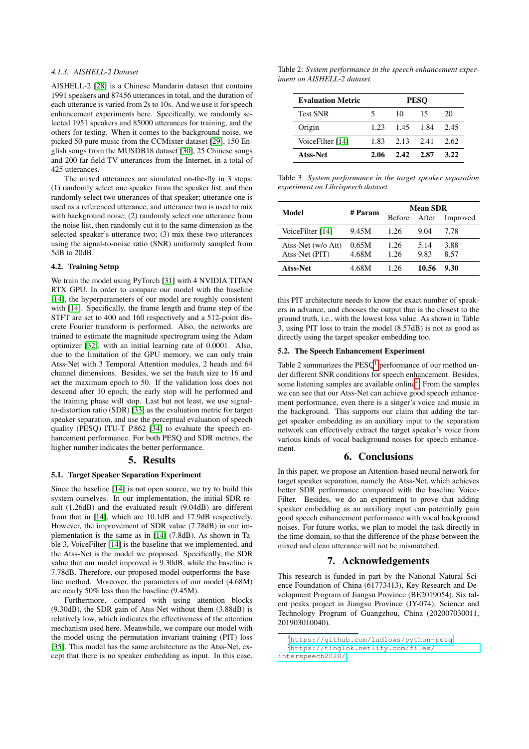#### 4.1.3. AISHELL-2 Dataset

AISHELL-2 [28] is a Chinese Mandarin dataset that contains 1991 speakers and 87456 utterances in total, and the duration of each utterance is varied from 2s to 10s. And we use it for speech enhancement experiments here. Specifically, we randomly selected 1951 speakers and 85000 utterances for training, and the others for testing. When it comes to the background noise, we picked 50 pure music from the CCMixter dataset [29], 150 English songs from the MUSDB18 dataset [30], 25 Chinese songs and 200 far-field TV utterances from the Internet, in a total of 425 utterances.

The mixed utterances are simulated on-the-fly in 3 steps: (1) randomly select one speaker from the speaker list, and then randomly select two utterances of that speaker; utterance one is used as a referenced utterance, and utterance two is used to mix with background noise; (2) randomly select one utterance from the noise list, then randomly cut it to the same dimension as the selected speaker's utterance two; (3) mix these two utterances using the signal-to-noise ratio (SNR) uniformly sampled from 5dB to 20dB.

### 4.2. Training Setup

We train the model using PyTorch [31] with 4 NVIDIA TITAN RTX GPU. In order to compare our model with the baseline [14], the hyperparameters of our model are roughly consistent with [14]. Specifically, the frame length and frame step of the STFT are set to 400 and 160 respectively and a 512-point discrete Fourier transform is performed. Also, the networks are trained to estimate the magnitude spectrogram using the Adam optimizer [32], with an initial learning rate of 0.0001. Also, due to the limitation of the GPU memory, we can only train Atss-Net with 3 Temporal Attention modules, 2 heads and 64 channel dimensions. Besides, we set the batch size to 16 and set the maximum epoch to 50. If the validation loss does not descend after 10 epoch, the early stop will be performed and the training phase will stop. Last but not least, we use signal-to-distortion ratio (SDR) [33] as the evaluation metric for target speaker separation, and use the perceptual evaluation of speech quality (PESQ) ITU-T P.862 [34] to evaluate the speech enhancement performance. For both PESQ and SDR metrics, the higher number indicates the better performance.

## 5. Results

### 5.1. Target Speaker Separation Experiment

Since the baseline [14] is not open source, we try to build this system ourselves. In our implementation, the initial SDR result (1.26dB) and the evaluated result (9.04dB) are different from that in [14], which are 10.1dB and 17.9dB respectively. However, the improvement of SDR value (7.78dB) in our implementation is the same as in [14] (7.8dB). As shown in Table 3, VoiceFilter [14] is the baseline that we implemented, and the Atss-Net is the model we proposed. Specifically, the SDR value that our model improved is 9.30dB, while the baseline is 7.78dB. Therefore, our proposed model outperforms the baseline method. Moreover, the parameters of our model (4.68M) are nearly 50% less than the baseline (9.45M).

Furthermore, compared with using attention blocks (9.30dB), the SDR gain of Atss-Net without them (3.88dB) is relatively low, which indicates the effectiveness of the attention mechanism used here. Meanwhile, we compare our model with the model using the permutation invariant training (PIT) loss [35]. This model has the same architecture as the Atss-Net, except that there is no speaker embedding as input. In this case, this PIT architecture needs to know the exact number of speakers in advance, and chooses the output that is the closest to the ground truth, i.e., with the lowest loss value. As shown in Table 3, using PIT loss to train the model (8.57dB) is not as good as directly using the target speaker embedding too.

Table 2: *System performance in the speech enhancement experiment on AISHELL-2 dataset.*

| **Evaluation Metric** | **PESQ** | | | |
|---|---|---|---|---|
| Test SNR | 5 | 10 | 15 | 20 |
| Origin | 1.23 | 1.45 | 1.84 | 2.45 |
| VoiceFilter [14] | 1.83 | 2.13 | 2.41 | 2.62 |
| **Atss-Net** | **2.06** | **2.42** | **2.87** | **3.22** |

Table 3: *System performance in the target speaker separation experiment on Librispeech dataset.*

| **Model** | **# Param** | **Mean SDR** | | |
|---|---|---|---|---|
| | | Before | After | Improved |
| VoiceFilter [14] | 9.45M | 1.26 | 9.04 | 7.78 |
| Atss-Net (w/o Att) | 0.65M | 1.26 | 5.14 | 3.88 |
| Atss-Net (PIT) | 4.68M | 1.26 | 9.83 | 8.57 |
| **Atss-Net** | 4.68M | 1.26 | **10.56** | **9.30** |

### 5.2. The Speech Enhancement Experiment

Table 2 summarizes the PESQ[1] performance of our method under different SNR conditions for speech enhancement. Besides, some listening samples are available online[2]. From the samples we can see that our Atss-Net can achieve good speech enhancement performance, even there is a singer's voice and music in the background. This supports our claim that adding the target speaker embedding as an auxiliary input to the separation network can effectively extract the target speaker's voice from various kinds of vocal background noises for speech enhancement.

## 6. Conclusions

In this paper, we propose an Attention-based neural network for target speaker separation, namely the Atss-Net, which achieves better SDR performance compared with the baseline VoiceFilter. Besides, we do an experiment to prove that adding speaker embedding as an auxiliary input can potentially gain good speech enhancement performance with vocal background noises. For future works, we plan to model the task directly in the time-domain, so that the difference of the phase between the mixed and clean utterance will not be mismatched.

## 7. Acknowledgements

This research is funded in part by the National Natural Science Foundation of China (61773413), Key Research and Development Program of Jiangsu Province (BE2019054), Six talent peaks project in Jiangsu Province (JY-074), Science and Technology Program of Guangzhou, China (202007030011, 201903010040).

[1] https://github.com/ludlows/python-pesq

[2] https://tinglok.netlify.com/files/interspeech2020/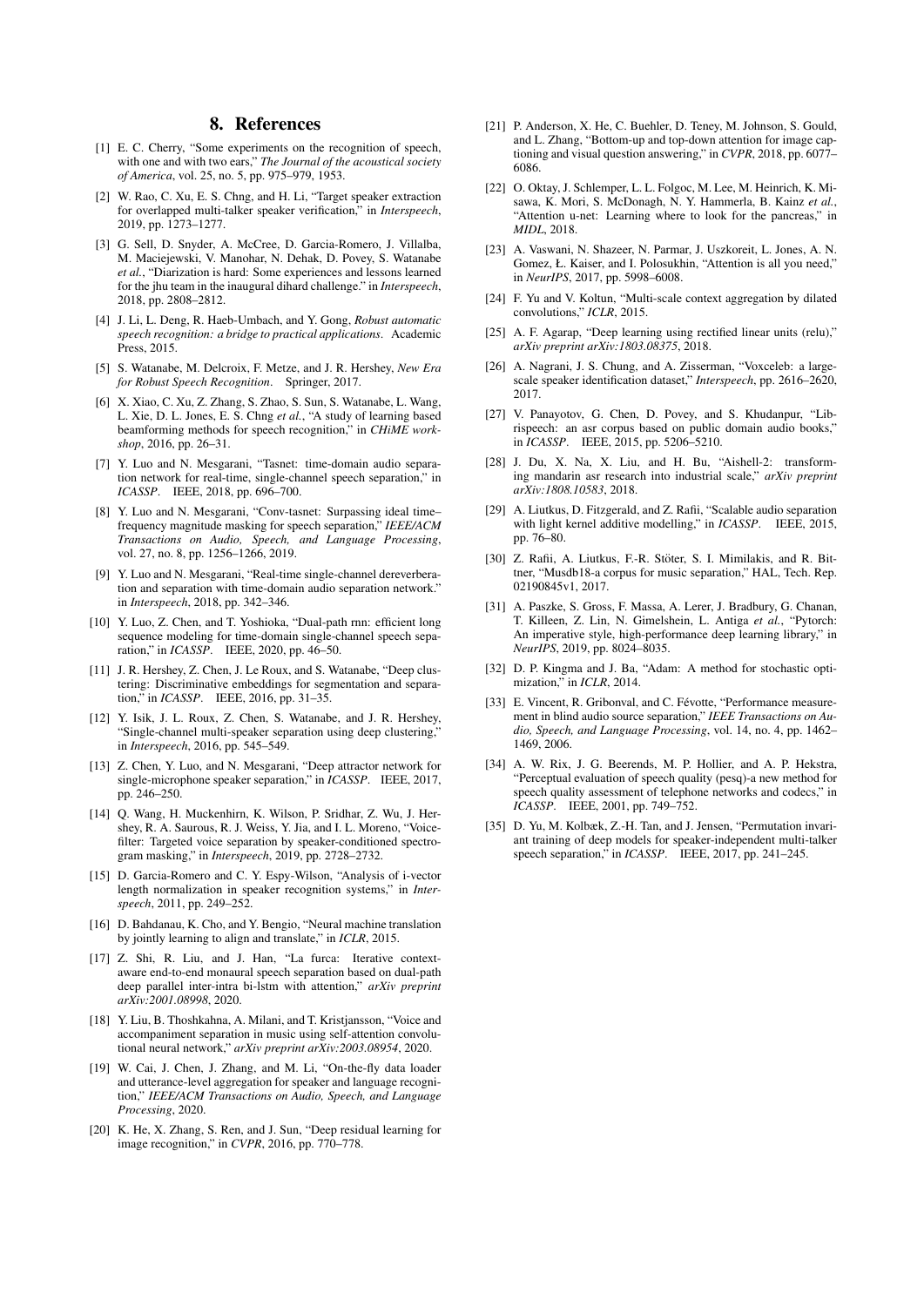## 8. References

[1] E. C. Cherry, "Some experiments on the recognition of speech, with one and with two ears," *The Journal of the acoustical society of America*, vol. 25, no. 5, pp. 975–979, 1953.

[2] W. Rao, C. Xu, E. S. Chng, and H. Li, "Target speaker extraction for overlapped multi-talker speaker verification," in *Interspeech*, 2019, pp. 1273–1277.

[3] G. Sell, D. Snyder, A. McCree, D. Garcia-Romero, J. Villalba, M. Maciejewski, V. Manohar, N. Dehak, D. Povey, S. Watanabe *et al.*, "Diarization is hard: Some experiences and lessons learned for the jhu team in the inaugural dihard challenge." in *Interspeech*, 2018, pp. 2808–2812.

[4] J. Li, L. Deng, R. Haeb-Umbach, and Y. Gong, *Robust automatic speech recognition: a bridge to practical applications*. Academic Press, 2015.

[5] S. Watanabe, M. Delcroix, F. Metze, and J. R. Hershey, *New Era for Robust Speech Recognition*. Springer, 2017.

[6] X. Xiao, C. Xu, Z. Zhang, S. Zhao, S. Sun, S. Watanabe, L. Wang, L. Xie, D. L. Jones, E. S. Chng *et al.*, "A study of learning based beamforming methods for speech recognition," in *CHiME workshop*, 2016, pp. 26–31.

[7] Y. Luo and N. Mesgarani, "Tasnet: time-domain audio separation network for real-time, single-channel speech separation," in *ICASSP*. IEEE, 2018, pp. 696–700.

[8] Y. Luo and N. Mesgarani, "Conv-tasnet: Surpassing ideal time–frequency magnitude masking for speech separation," *IEEE/ACM Transactions on Audio, Speech, and Language Processing*, vol. 27, no. 8, pp. 1256–1266, 2019.

[9] Y. Luo and N. Mesgarani, "Real-time single-channel dereverberation and separation with time-domain audio separation network." in *Interspeech*, 2018, pp. 342–346.

[10] Y. Luo, Z. Chen, and T. Yoshioka, "Dual-path rnn: efficient long sequence modeling for time-domain single-channel speech separation," in *ICASSP*. IEEE, 2020, pp. 46–50.

[11] J. R. Hershey, Z. Chen, J. Le Roux, and S. Watanabe, "Deep clustering: Discriminative embeddings for segmentation and separation," in *ICASSP*. IEEE, 2016, pp. 31–35.

[12] Y. Isik, J. L. Roux, Z. Chen, S. Watanabe, and J. R. Hershey, "Single-channel multi-speaker separation using deep clustering," in *Interspeech*, 2016, pp. 545–549.

[13] Z. Chen, Y. Luo, and N. Mesgarani, "Deep attractor network for single-microphone speaker separation," in *ICASSP*. IEEE, 2017, pp. 246–250.

[14] Q. Wang, H. Muckenhirn, K. Wilson, P. Sridhar, Z. Wu, J. Hershey, R. A. Saurous, R. J. Weiss, Y. Jia, and I. L. Moreno, "Voicefilter: Targeted voice separation by speaker-conditioned spectrogram masking," in *Interspeech*, 2019, pp. 2728–2732.

[15] D. Garcia-Romero and C. Y. Espy-Wilson, "Analysis of i-vector length normalization in speaker recognition systems," in *Interspeech*, 2011, pp. 249–252.

[16] D. Bahdanau, K. Cho, and Y. Bengio, "Neural machine translation by jointly learning to align and translate," in *ICLR*, 2015.

[17] Z. Shi, R. Liu, and J. Han, "La furca: Iterative context-aware end-to-end monaural speech separation based on dual-path deep parallel inter-intra bi-lstm with attention," *arXiv preprint arXiv:2001.08998*, 2020.

[18] Y. Liu, B. Thoshkahna, A. Milani, and T. Kristjansson, "Voice and accompaniment separation in music using self-attention convolutional neural network," *arXiv preprint arXiv:2003.08954*, 2020.

[19] W. Cai, J. Chen, J. Zhang, and M. Li, "On-the-fly data loader and utterance-level aggregation for speaker and language recognition," *IEEE/ACM Transactions on Audio, Speech, and Language Processing*, 2020.

[20] K. He, X. Zhang, S. Ren, and J. Sun, "Deep residual learning for image recognition," in *CVPR*, 2016, pp. 770–778.

[21] P. Anderson, X. He, C. Buehler, D. Teney, M. Johnson, S. Gould, and L. Zhang, "Bottom-up and top-down attention for image captioning and visual question answering," in *CVPR*, 2018, pp. 6077–6086.

[22] O. Oktay, J. Schlemper, L. L. Folgoc, M. Lee, M. Heinrich, K. Misawa, K. Mori, S. McDonagh, N. Y. Hammerla, B. Kainz *et al.*, "Attention u-net: Learning where to look for the pancreas," in *MIDL*, 2018.

[23] A. Vaswani, N. Shazeer, N. Parmar, J. Uszkoreit, L. Jones, A. N. Gomez, Ł. Kaiser, and I. Polosukhin, "Attention is all you need," in *NeurIPS*, 2017, pp. 5998–6008.

[24] F. Yu and V. Koltun, "Multi-scale context aggregation by dilated convolutions," *ICLR*, 2015.

[25] A. F. Agarap, "Deep learning using rectified linear units (relu)," *arXiv preprint arXiv:1803.08375*, 2018.

[26] A. Nagrani, J. S. Chung, and A. Zisserman, "Voxceleb: a large-scale speaker identification dataset," *Interspeech*, pp. 2616–2620, 2017.

[27] V. Panayotov, G. Chen, D. Povey, and S. Khudanpur, "Librispeech: an asr corpus based on public domain audio books," in *ICASSP*. IEEE, 2015, pp. 5206–5210.

[28] J. Du, X. Na, X. Liu, and H. Bu, "Aishell-2: transforming mandarin asr research into industrial scale," *arXiv preprint arXiv:1808.10583*, 2018.

[29] A. Liutkus, D. Fitzgerald, and Z. Rafii, "Scalable audio separation with light kernel additive modelling," in *ICASSP*. IEEE, 2015, pp. 76–80.

[30] Z. Rafii, A. Liutkus, F.-R. Stöter, S. I. Mimilakis, and R. Bittner, "Musdb18-a corpus for music separation," HAL, Tech. Rep. 02190845v1, 2017.

[31] A. Paszke, S. Gross, F. Massa, A. Lerer, J. Bradbury, G. Chanan, T. Killeen, Z. Lin, N. Gimelshein, L. Antiga *et al.*, "Pytorch: An imperative style, high-performance deep learning library," in *NeurIPS*, 2019, pp. 8024–8035.

[32] D. P. Kingma and J. Ba, "Adam: A method for stochastic optimization," in *ICLR*, 2014.

[33] E. Vincent, R. Gribonval, and C. Févotte, "Performance measurement in blind audio source separation," *IEEE Transactions on Audio, Speech, and Language Processing*, vol. 14, no. 4, pp. 1462–1469, 2006.

[34] A. W. Rix, J. G. Beerends, M. P. Hollier, and A. P. Hekstra, "Perceptual evaluation of speech quality (pesq)-a new method for speech quality assessment of telephone networks and codecs," in *ICASSP*. IEEE, 2001, pp. 749–752.

[35] D. Yu, M. Kolbæk, Z.-H. Tan, and J. Jensen, "Permutation invariant training of deep models for speaker-independent multi-talker speech separation," in *ICASSP*. IEEE, 2017, pp. 241–245.